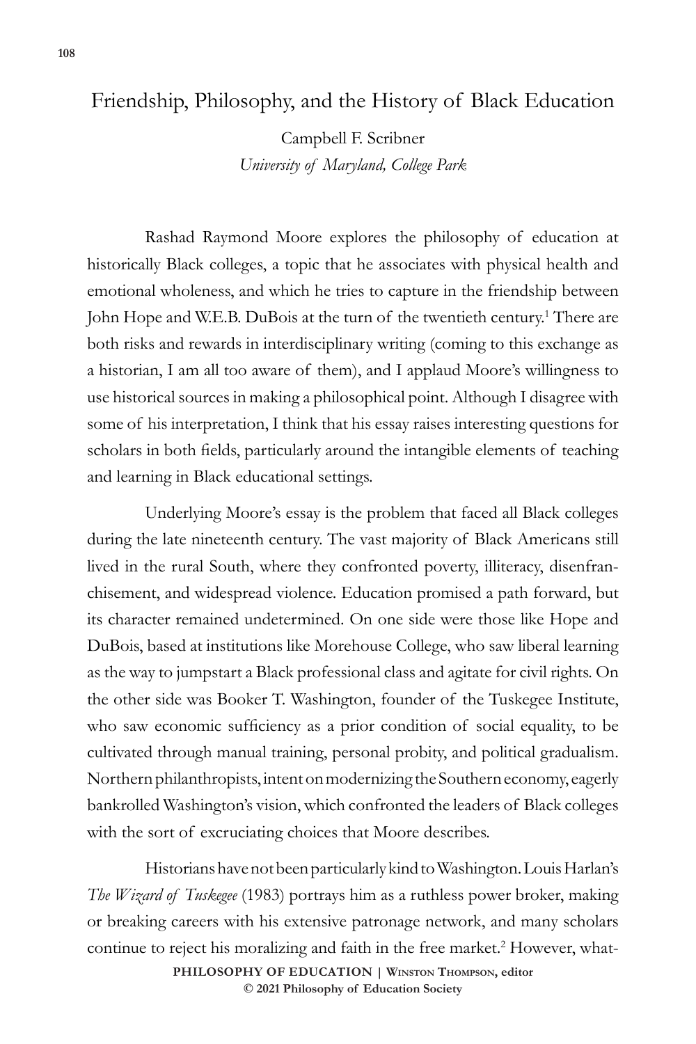# Friendship, Philosophy, and the History of Black Education

Campbell F. Scribner
*University of Maryland, College Park*

Rashad Raymond Moore explores the philosophy of education at historically Black colleges, a topic that he associates with physical health and emotional wholeness, and which he tries to capture in the friendship between John Hope and W.E.B. DuBois at the turn of the twentieth century.[1] There are both risks and rewards in interdisciplinary writing (coming to this exchange as a historian, I am all too aware of them), and I applaud Moore's willingness to use historical sources in making a philosophical point. Although I disagree with some of his interpretation, I think that his essay raises interesting questions for scholars in both fields, particularly around the intangible elements of teaching and learning in Black educational settings.

Underlying Moore's essay is the problem that faced all Black colleges during the late nineteenth century. The vast majority of Black Americans still lived in the rural South, where they confronted poverty, illiteracy, disenfranchisement, and widespread violence. Education promised a path forward, but its character remained undetermined. On one side were those like Hope and DuBois, based at institutions like Morehouse College, who saw liberal learning as the way to jumpstart a Black professional class and agitate for civil rights. On the other side was Booker T. Washington, founder of the Tuskegee Institute, who saw economic sufficiency as a prior condition of social equality, to be cultivated through manual training, personal probity, and political gradualism. Northern philanthropists, intent on modernizing the Southern economy, eagerly bankrolled Washington's vision, which confronted the leaders of Black colleges with the sort of excruciating choices that Moore describes.

Historians have not been particularly kind to Washington. Louis Harlan's *The Wizard of Tuskegee* (1983) portrays him as a ruthless power broker, making or breaking careers with his extensive patronage network, and many scholars continue to reject his moralizing and faith in the free market.[2] However, what-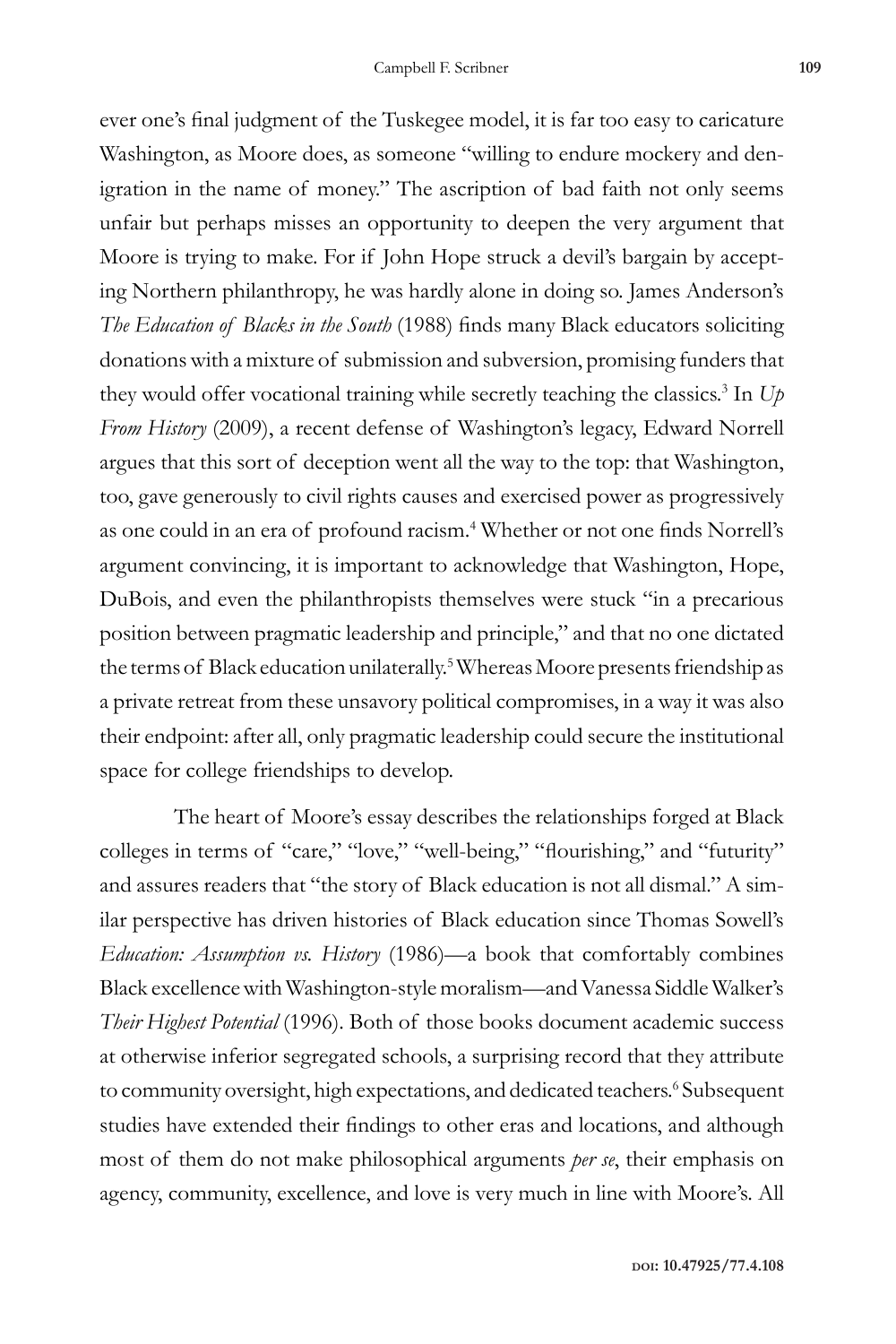ever one's final judgment of the Tuskegee model, it is far too easy to caricature Washington, as Moore does, as someone "willing to endure mockery and denigration in the name of money." The ascription of bad faith not only seems unfair but perhaps misses an opportunity to deepen the very argument that Moore is trying to make. For if John Hope struck a devil's bargain by accepting Northern philanthropy, he was hardly alone in doing so. James Anderson's *The Education of Blacks in the South* (1988) finds many Black educators soliciting donations with a mixture of submission and subversion, promising funders that they would offer vocational training while secretly teaching the classics.[3] In *Up From History* (2009), a recent defense of Washington's legacy, Edward Norrell argues that this sort of deception went all the way to the top: that Washington, too, gave generously to civil rights causes and exercised power as progressively as one could in an era of profound racism.[4] Whether or not one finds Norrell's argument convincing, it is important to acknowledge that Washington, Hope, DuBois, and even the philanthropists themselves were stuck "in a precarious position between pragmatic leadership and principle," and that no one dictated the terms of Black education unilaterally.[5] Whereas Moore presents friendship as a private retreat from these unsavory political compromises, in a way it was also their endpoint: after all, only pragmatic leadership could secure the institutional space for college friendships to develop.

The heart of Moore's essay describes the relationships forged at Black colleges in terms of "care," "love," "well-being," "flourishing," and "futurity" and assures readers that "the story of Black education is not all dismal." A similar perspective has driven histories of Black education since Thomas Sowell's *Education: Assumption vs. History* (1986)—a book that comfortably combines Black excellence with Washington-style moralism—and Vanessa Siddle Walker's *Their Highest Potential* (1996). Both of those books document academic success at otherwise inferior segregated schools, a surprising record that they attribute to community oversight, high expectations, and dedicated teachers.[6] Subsequent studies have extended their findings to other eras and locations, and although most of them do not make philosophical arguments *per se*, their emphasis on agency, community, excellence, and love is very much in line with Moore's. All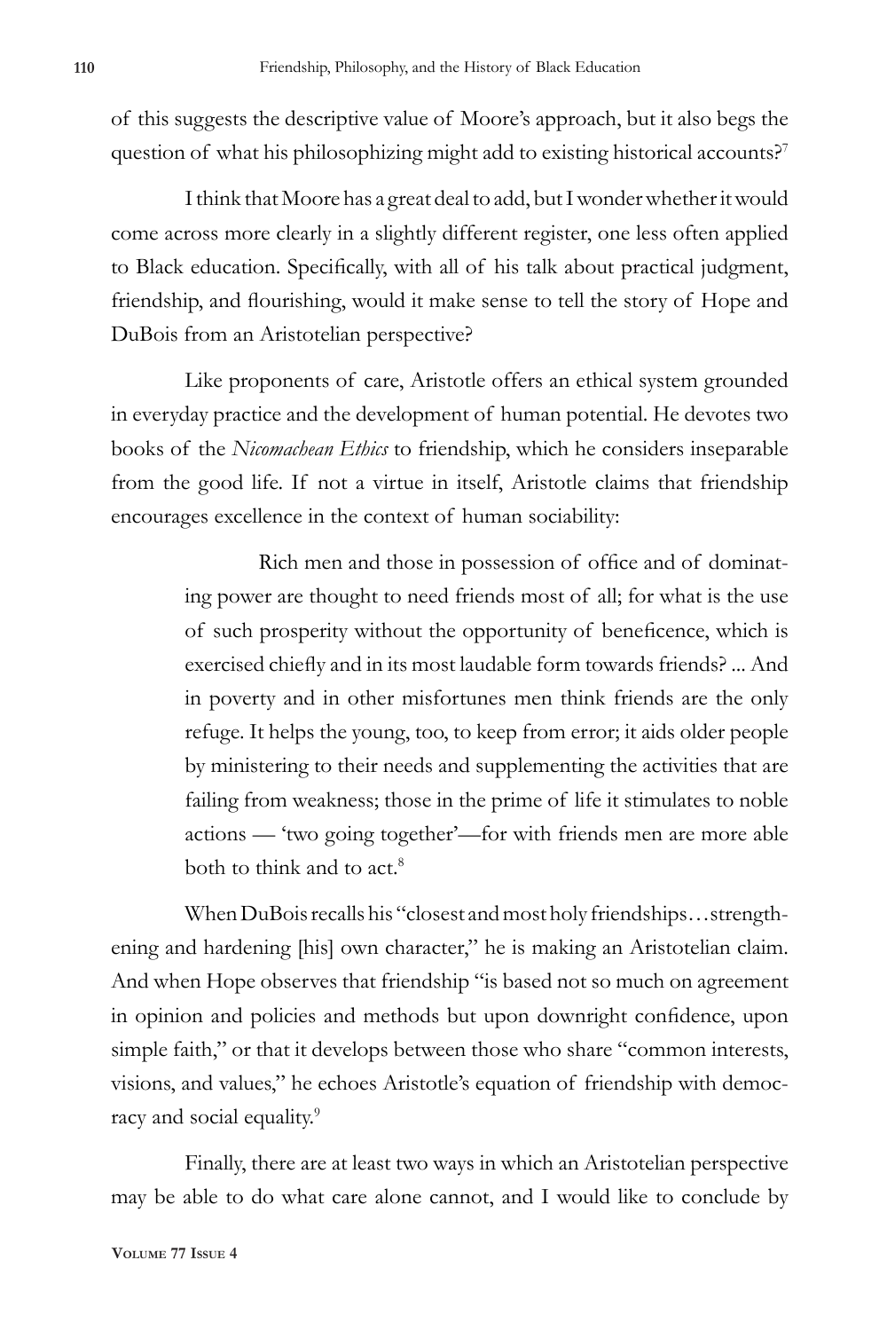of this suggests the descriptive value of Moore's approach, but it also begs the question of what his philosophizing might add to existing historical accounts?[7]

I think that Moore has a great deal to add, but I wonder whether it would come across more clearly in a slightly different register, one less often applied to Black education. Specifically, with all of his talk about practical judgment, friendship, and flourishing, would it make sense to tell the story of Hope and DuBois from an Aristotelian perspective?

Like proponents of care, Aristotle offers an ethical system grounded in everyday practice and the development of human potential. He devotes two books of the *Nicomachean Ethics* to friendship, which he considers inseparable from the good life. If not a virtue in itself, Aristotle claims that friendship encourages excellence in the context of human sociability:

> Rich men and those in possession of office and of dominating power are thought to need friends most of all; for what is the use of such prosperity without the opportunity of beneficence, which is exercised chiefly and in its most laudable form towards friends? ... And in poverty and in other misfortunes men think friends are the only refuge. It helps the young, too, to keep from error; it aids older people by ministering to their needs and supplementing the activities that are failing from weakness; those in the prime of life it stimulates to noble actions — 'two going together'—for with friends men are more able both to think and to act.[8]

When DuBois recalls his "closest and most holy friendships…strengthening and hardening [his] own character," he is making an Aristotelian claim. And when Hope observes that friendship "is based not so much on agreement in opinion and policies and methods but upon downright confidence, upon simple faith," or that it develops between those who share "common interests, visions, and values," he echoes Aristotle's equation of friendship with democracy and social equality.[9]

Finally, there are at least two ways in which an Aristotelian perspective may be able to do what care alone cannot, and I would like to conclude by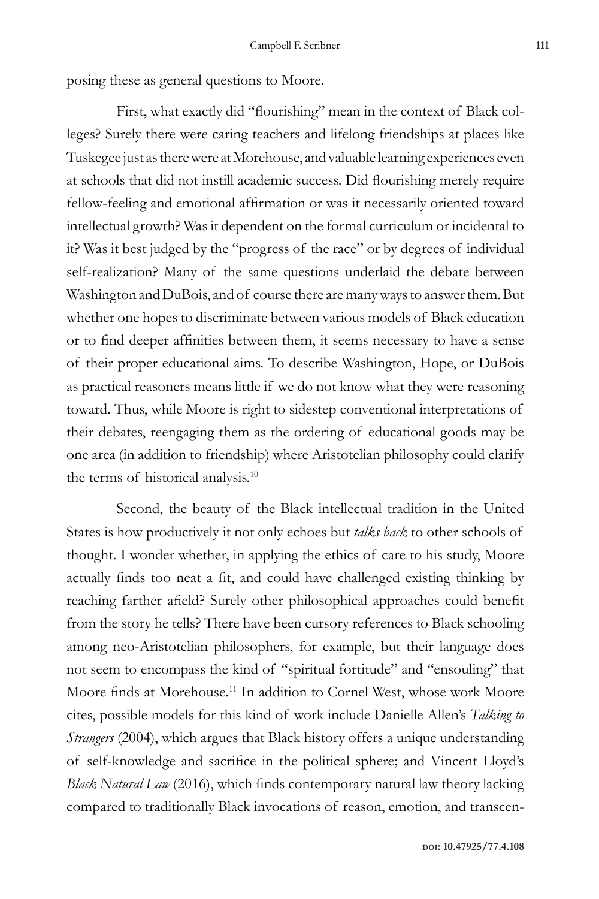posing these as general questions to Moore.

First, what exactly did "flourishing" mean in the context of Black colleges? Surely there were caring teachers and lifelong friendships at places like Tuskegee just as there were at Morehouse, and valuable learning experiences even at schools that did not instill academic success. Did flourishing merely require fellow-feeling and emotional affirmation or was it necessarily oriented toward intellectual growth? Was it dependent on the formal curriculum or incidental to it? Was it best judged by the "progress of the race" or by degrees of individual self-realization? Many of the same questions underlaid the debate between Washington and DuBois, and of course there are many ways to answer them. But whether one hopes to discriminate between various models of Black education or to find deeper affinities between them, it seems necessary to have a sense of their proper educational aims. To describe Washington, Hope, or DuBois as practical reasoners means little if we do not know what they were reasoning toward. Thus, while Moore is right to sidestep conventional interpretations of their debates, reengaging them as the ordering of educational goods may be one area (in addition to friendship) where Aristotelian philosophy could clarify the terms of historical analysis.[10]

Second, the beauty of the Black intellectual tradition in the United States is how productively it not only echoes but *talks back* to other schools of thought. I wonder whether, in applying the ethics of care to his study, Moore actually finds too neat a fit, and could have challenged existing thinking by reaching farther afield? Surely other philosophical approaches could benefit from the story he tells? There have been cursory references to Black schooling among neo-Aristotelian philosophers, for example, but their language does not seem to encompass the kind of "spiritual fortitude" and "ensouling" that Moore finds at Morehouse.[11] In addition to Cornel West, whose work Moore cites, possible models for this kind of work include Danielle Allen's *Talking to Strangers* (2004), which argues that Black history offers a unique understanding of self-knowledge and sacrifice in the political sphere; and Vincent Lloyd's *Black Natural Law* (2016), which finds contemporary natural law theory lacking compared to traditionally Black invocations of reason, emotion, and transcen-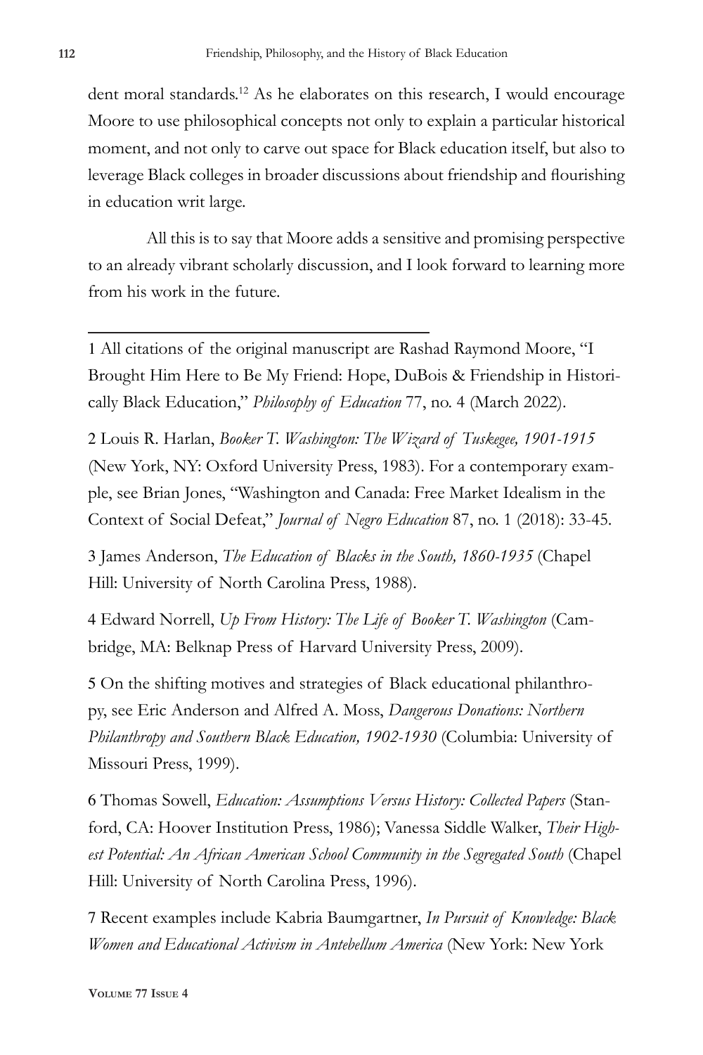dent moral standards.[12] As he elaborates on this research, I would encourage Moore to use philosophical concepts not only to explain a particular historical moment, and not only to carve out space for Black education itself, but also to leverage Black colleges in broader discussions about friendship and flourishing in education writ large.

All this is to say that Moore adds a sensitive and promising perspective to an already vibrant scholarly discussion, and I look forward to learning more from his work in the future.

---

1 All citations of the original manuscript are Rashad Raymond Moore, "I Brought Him Here to Be My Friend: Hope, DuBois & Friendship in Historically Black Education," *Philosophy of Education* 77, no. 4 (March 2022).

2 Louis R. Harlan, *Booker T. Washington: The Wizard of Tuskegee, 1901-1915* (New York, NY: Oxford University Press, 1983). For a contemporary example, see Brian Jones, "Washington and Canada: Free Market Idealism in the Context of Social Defeat," *Journal of Negro Education* 87, no. 1 (2018): 33-45.

3 James Anderson, *The Education of Blacks in the South, 1860-1935* (Chapel Hill: University of North Carolina Press, 1988).

4 Edward Norrell, *Up From History: The Life of Booker T. Washington* (Cambridge, MA: Belknap Press of Harvard University Press, 2009).

5 On the shifting motives and strategies of Black educational philanthropy, see Eric Anderson and Alfred A. Moss, *Dangerous Donations: Northern Philanthropy and Southern Black Education, 1902-1930* (Columbia: University of Missouri Press, 1999).

6 Thomas Sowell, *Education: Assumptions Versus History: Collected Papers* (Stanford, CA: Hoover Institution Press, 1986); Vanessa Siddle Walker, *Their Highest Potential: An African American School Community in the Segregated South* (Chapel Hill: University of North Carolina Press, 1996).

7 Recent examples include Kabria Baumgartner, *In Pursuit of Knowledge: Black Women and Educational Activism in Antebellum America* (New York: New York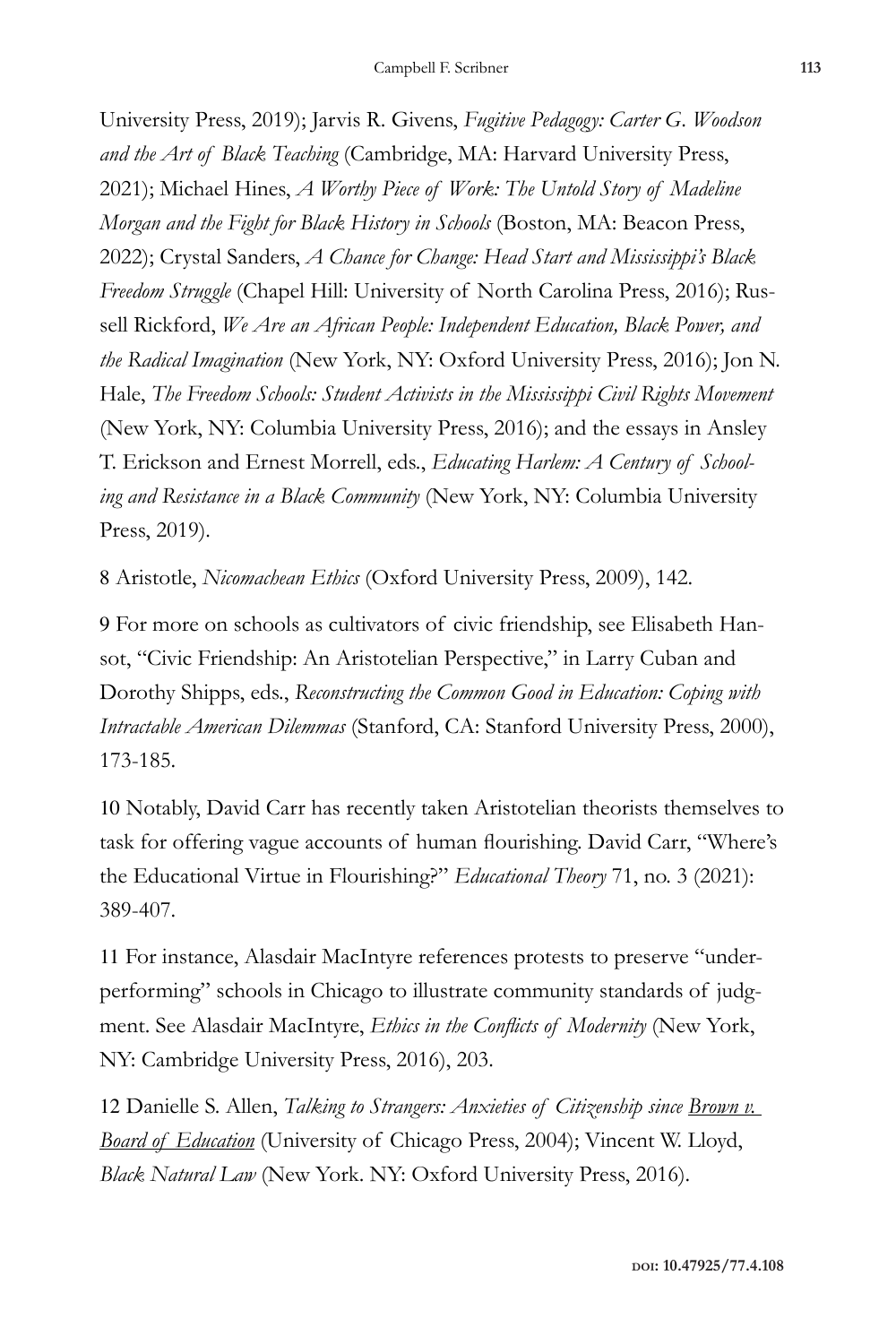University Press, 2019); Jarvis R. Givens, *Fugitive Pedagogy: Carter G. Woodson and the Art of Black Teaching* (Cambridge, MA: Harvard University Press, 2021); Michael Hines, *A Worthy Piece of Work: The Untold Story of Madeline Morgan and the Fight for Black History in Schools* (Boston, MA: Beacon Press, 2022); Crystal Sanders, *A Chance for Change: Head Start and Mississippi's Black Freedom Struggle* (Chapel Hill: University of North Carolina Press, 2016); Russell Rickford, *We Are an African People: Independent Education, Black Power, and the Radical Imagination* (New York, NY: Oxford University Press, 2016); Jon N. Hale, *The Freedom Schools: Student Activists in the Mississippi Civil Rights Movement* (New York, NY: Columbia University Press, 2016); and the essays in Ansley T. Erickson and Ernest Morrell, eds., *Educating Harlem: A Century of Schooling and Resistance in a Black Community* (New York, NY: Columbia University Press, 2019).

8 Aristotle, *Nicomachean Ethics* (Oxford University Press, 2009), 142.

9 For more on schools as cultivators of civic friendship, see Elisabeth Hansot, "Civic Friendship: An Aristotelian Perspective," in Larry Cuban and Dorothy Shipps, eds., *Reconstructing the Common Good in Education: Coping with Intractable American Dilemmas* (Stanford, CA: Stanford University Press, 2000), 173-185.

10 Notably, David Carr has recently taken Aristotelian theorists themselves to task for offering vague accounts of human flourishing. David Carr, "Where's the Educational Virtue in Flourishing?" *Educational Theory* 71, no. 3 (2021): 389-407.

11 For instance, Alasdair MacIntyre references protests to preserve "underperforming" schools in Chicago to illustrate community standards of judgment. See Alasdair MacIntyre, *Ethics in the Conflicts of Modernity* (New York, NY: Cambridge University Press, 2016), 203.

12 Danielle S. Allen, *Talking to Strangers: Anxieties of Citizenship since Brown v. Board of Education* (University of Chicago Press, 2004); Vincent W. Lloyd, *Black Natural Law* (New York. NY: Oxford University Press, 2016).